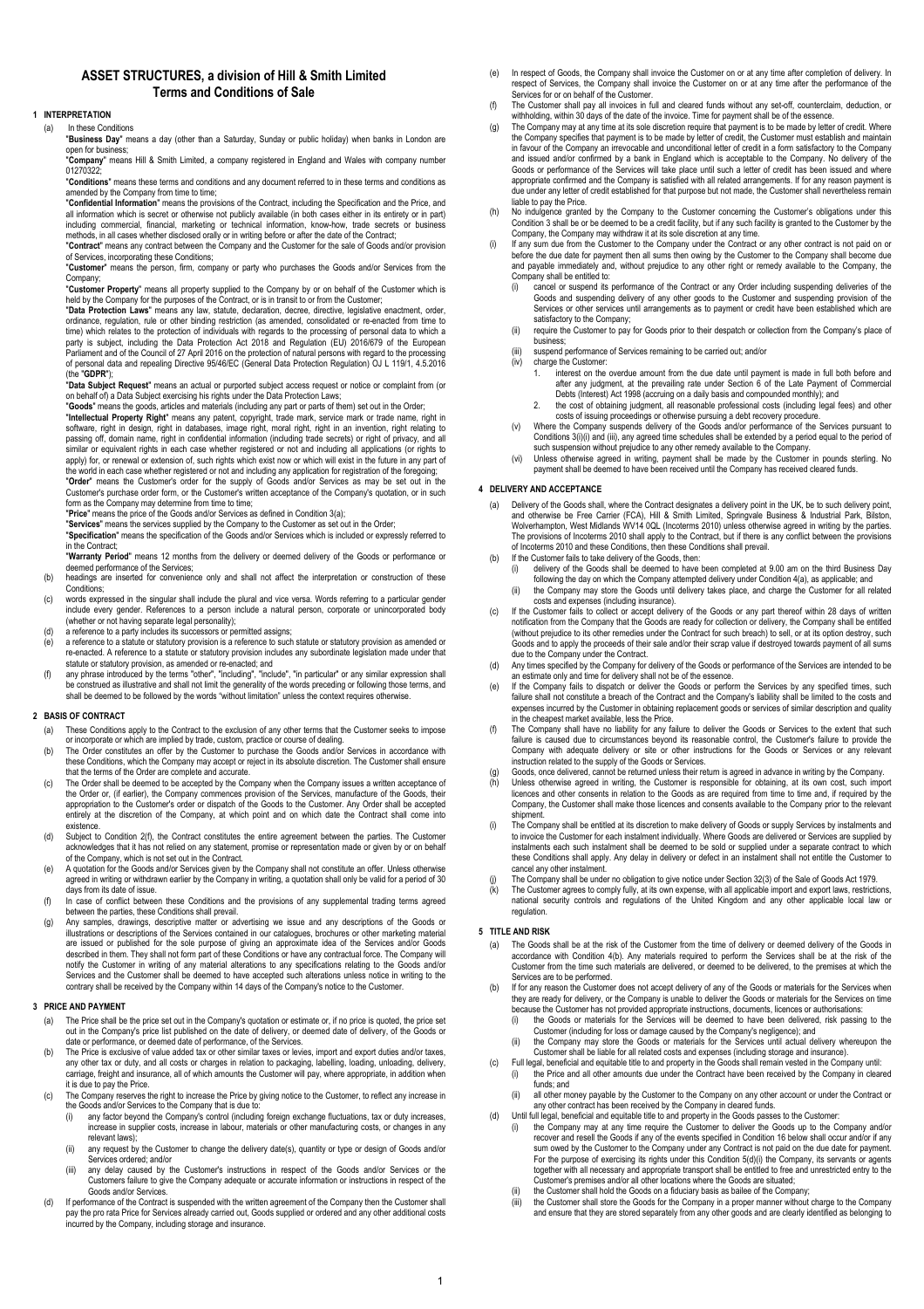# ASSET STRUCTURES, a division of Hill & Smith Limited
## Terms and Conditions of Sale

### 1 INTERPRETATION

(a) In these Conditions

"**Business Day**" means a day (other than a Saturday, Sunday or public holiday) when banks in London are open for business;

"**Company**" means Hill & Smith Limited, a company registered in England and Wales with company number 01270322;

"**Conditions**" means these terms and conditions and any document referred to in these terms and conditions as amended by the Company from time to time;

"**Confidential Information**" means the provisions of the Contract, including the Specification and the Price, and all information which is secret or otherwise not publicly available (in both cases either in its entirety or in part) including commercial, financial, marketing or technical information, know-how, trade secrets or business methods, in all cases whether disclosed orally or in writing before or after the date of the Contract;

"**Contract**" means any contract between the Company and the Customer for the sale of Goods and/or provision of Services, incorporating these Conditions;

"**Customer**" means the person, firm, company or party who purchases the Goods and/or Services from the Company;

"**Customer Property**" means all property supplied to the Company by or on behalf of the Customer which is held by the Company for the purposes of the Contract, or is in transit to or from the Customer;

"**Data Protection Laws**" means any law, statute, declaration, decree, directive, legislative enactment, order, ordinance, regulation, rule or other binding restriction (as amended, consolidated or re-enacted from time to time) which relates to the protection of individuals with regards to the processing of personal data to which a party is subject, including the Data Protection Act 2018 and Regulation (EU) 2016/679 of the European Parliament and of the Council of 27 April 2016 on the protection of natural persons with regard to the processing of personal data and repealing Directive 95/46/EC (General Data Protection Regulation) OJ L 119/1, 4.5.2016 (the "**GDPR**");

"**Data Subject Request**" means an actual or purported subject access request or notice or complaint from (or on behalf of) a Data Subject exercising his rights under the Data Protection Laws;

"**Goods**" means the goods, articles and materials (including any part or parts of them) set out in the Order;

"**Intellectual Property Right**" means any patent, copyright, trade mark, service mark or trade name, right in software, right in design, right in databases, image right, moral right, right in an invention, right relating to passing off, domain name, right in confidential information (including trade secrets) or right of privacy, and all similar or equivalent rights in each case whether registered or not and including all applications (or rights to apply) for, or renewal or extension of, such rights which exist now or which will exist in the future in any part of the world in each case whether registered or not and including any application for registration of the foregoing;

"**Order**" means the Customer's order for the supply of Goods and/or Services as may be set out in the Customer's purchase order form, or the Customer's written acceptance of the Company's quotation, or in such form as the Company may determine from time to time;

"**Price**" means the price of the Goods and/or Services as defined in Condition 3(a);

"**Services**" means the services supplied by the Company to the Customer as set out in the Order;

"**Specification**" means the specification of the Goods and/or Services which is included or expressly referred to in the Contract;

"**Warranty Period**" means 12 months from the delivery or deemed delivery of the Goods or performance or deemed performance of the Services;

(b) headings are inserted for convenience only and shall not affect the interpretation or construction of these Conditions;

(c) words expressed in the singular shall include the plural and vice versa. Words referring to a person include a natural person, corporate or unincorporated body (whether or not having separate legal personality);

(d) a reference to a party includes its successors or permitted assigns;

(e) a reference to a statute or statutory provision is a reference to such statute or statutory provision as amended or re-enacted. A reference to a statute or statutory provision includes any subordinate legislation made under that statute or statutory provision, as amended or re-enacted; and

(f) any phrase introduced by the terms "other", "including", "include", "in particular" or any similar expression shall be construed as illustrative and shall not limit the generality of the words preceding or following those terms, and shall be deemed to be followed by the words "without limitation" unless the context requires otherwise.

### 2 BASIS OF CONTRACT

(a) These Conditions apply to the Contract to the exclusion of any other terms that the Customer seeks to impose or incorporate or which are implied by trade, custom, practice or course of dealing.

(b) The Order constitutes an offer by the Customer to purchase the Goods and/or Services in accordance with these Conditions, which the Company may accept or reject in its absolute discretion. The Customer shall ensure that the terms of the Order are complete and accurate.

(c) The Order shall be deemed to be accepted by the Company when the Company issues a written acceptance of the Order or, (if earlier), the Company commences provision of the Services, manufacture of the Goods, their appropriation to the Customer's order or dispatch of the Goods to the Customer. Any Order shall be accepted entirely at the discretion of the Company, at which point and on which date the Contract shall come into existence.

(d) Subject to Condition 2(f), the Contract constitutes the entire agreement between the parties. The Customer acknowledges that it has not relied on any statement, promise or representation made or given by or on behalf of the Company, which is not set out in the Contract.

(e) A quotation for the Goods and/or Services given by the Company shall not constitute an offer. Unless otherwise agreed in writing or withdrawn earlier by the Company in writing, a quotation shall only be valid for a period of 30 days from its date of issue.

(f) In case of conflict between these Conditions and the provisions of any supplemental trading terms agreed between the parties, these Conditions shall prevail.

(g) Any samples, drawings, descriptive matter or advertising we issue and any descriptions of the Goods or illustrations or descriptions of the Services contained in our catalogues, brochures or other marketing material are issued or published for the sole purpose of giving an approximate idea of the Services and/or Goods described in them. They shall not form part of these Conditions or have any contractual force. The Company will notify the Customer in writing of any material alterations to any specifications relating to the Goods and/or Services and the Customer shall be deemed to have accepted such alterations unless notice in writing to the contrary shall be received by the Company within 14 days of the Company's notice to the Customer.

### 3 PRICE AND PAYMENT

(a) The Price shall be the price set out in the Company's quotation or estimate or, if no price is quoted, the price set out in the Company's price list published on the date of delivery, or deemed date of delivery, of the Goods or date or performance, or deemed date of performance, of the Services.

(b) The Price is exclusive of value added tax or other similar taxes or levies, import and export duties and/or taxes, any other tax or duty, and all costs or charges in relation to packaging, labelling, loading, unloading, delivery, carriage, freight and insurance, all of which amounts the Customer will pay, where appropriate, in addition when it is due to pay the Price.

(c) The Company reserves the right to increase the Price by giving notice to the Customer, to reflect any increase in the Goods and/or Services to the Company that is due to:

  (i) any factor beyond the Company's control (including foreign exchange fluctuations, tax or duty increases, increase in supplier costs, increase in labour, materials or other manufacturing costs, or changes in any relevant laws);
  
  (ii) any request by the Customer to change the delivery date(s), quantity or type or design of Goods and/or Services ordered; and/or
  
  (iii) any delay caused by the Customer's instructions in respect of the Goods and/or Services or the Customers failure to give the Company adequate or accurate information or instructions in respect of the Goods and/or Services.

(d) If performance of the Contract is suspended with the written agreement of the Company then the Customer shall pay the pro rata Price for Services already carried out, Goods supplied or ordered and any other additional costs incurred by the Company, including storage and insurance.

(e) In respect of Goods, the Company shall invoice the Customer on or at any time after completion of delivery. In respect of Services, the Company shall invoice the Customer on or at any time after the performance of the Services for or on behalf of the Customer.

(f) The Customer shall pay all invoices in full and cleared funds without any set-off, counterclaim, deduction, or withholding, within 30 days of the date of the invoice. Time for payment shall be of the essence.

(g) The Company may at any time at its sole discretion require that payment is to be made by letter of credit. Where the Company specifies that payment is to be made by letter of credit, the Customer must establish and maintain in favour of the Company an irrevocable and unconditional letter of credit in a form satisfactory to the Company and issued and/or confirmed by a bank in England which is acceptable to the Company. No delivery of the Goods or performance of the Services will take place until such a letter of credit has been issued and where appropriate confirmed and the Company is satisfied with all related arrangements. If for any reason payment is due under any letter of credit established for that purpose but not made, the Customer shall nevertheless remain liable to pay the Price.

(h) No indulgence granted by the Company to the Customer concerning the Customer's obligations under this Condition 3 shall be or be deemed to be a credit facility, but if any such facility is granted to the Customer by the Company, the Company may withdraw it at its sole discretion at any time.

(i) If any sum due from the Customer to the Company under the Contract or any other contract is not paid on or before the due date for payment then all sums then owing by the Customer to the Company shall become due and payable immediately and, without prejudice to any other right or remedy available to the Company, the Company shall be entitled to:

  (i) cancel or suspend its performance of the Contract or any Order including suspending deliveries of the Goods and suspending delivery of any other goods to the Customer and suspending provision of the Services or other services until arrangements as to payment or credit have been established which are satisfactory to the Company;
  
  (ii) require the Customer to pay for Goods prior to their despatch or collection from the Company's place of business;
  
  (iii) suspend performance of Services remaining to be carried out; and/or
  
  (iv) charge the Customer:
  
    1. interest on the overdue amount from the due date until payment is made in full both before and after any judgment, at the prevailing rate under Section 6 of the Late Payment of Commercial Debts (Interest) Act 1998 (accruing on a daily basis and compounded monthly); and
    2. the cost of obtaining judgment, all reasonable professional costs (including legal fees) and other costs of issuing proceedings or otherwise pursuing a debt recovery procedure.
    
  (v) Where the Company suspends delivery of the Goods and/or performance of the Services pursuant to Conditions 3(i)(i) and (iii), any agreed time schedules shall be extended by a period equal to the period of such suspension without prejudice to any other remedy available to the Company.
  
  (vi) Unless otherwise agreed in writing, payment shall be made by the Customer in pounds sterling. No payment shall be deemed to have been received until the Company has received cleared funds.

### 4 DELIVERY AND ACCEPTANCE

(a) Delivery of the Goods shall, where the Customer designates a delivery point in the UK, be to such delivery point, and otherwise be Free Carrier (FCA), Hill & Smith Limited, Springvale Business & Industrial Park, Bilston, Wolverhampton, West Midlands WV14 0QL (Incoterms 2010) unless otherwise agreed in writing by the parties. The provisions of Incoterms 2010 shall apply to the Contract, but if there is any conflict between the provisions of Incoterms 2010 and these Conditions, then these Conditions shall prevail.

(b) If the Customer fails to take delivery of the Goods, then:

  (i) delivery of the Goods shall be deemed to have been completed at 9.00 am on the third Business Day following the day on which the Company attempted delivery under Condition 4(a), as applicable; and
  
  (ii) the Company may store the Goods until delivery takes place, and charge the Customer for all related costs and expenses (including insurance).

(c) If the Customer fails to collect or accept delivery of the Goods or any part thereof within 28 days of written notification from the Company that the Goods are ready for collection or delivery, the Company shall be entitled (without prejudice to its other remedies under the Contract for such breach) to sell, or at its option destroy, such Goods and to apply the proceeds of their sale and/or their scrap value if destroyed towards payment of all sums due to the Company under the Contract.

(d) Any times specified by the Company for delivery of the Goods or performance of the Services are intended to be an estimate only and time for delivery shall not be of the essence.

(e) If the Company fails to dispatch or deliver the Goods or perform the Services by any specified times, such failure shall not constitute a breach of the Contract and the Company's liability shall be limited to the costs and expenses incurred by the Customer in obtaining replacement goods or services of similar description and quality in the cheapest market available, less the Price.

(f) The Company shall have no liability for any failure to deliver the Goods or Services to the extent that such failure is caused due to circumstances beyond its reasonable control, the Customer's failure to provide the Company with adequate delivery or site or other instructions for the Goods or Services or any relevant instruction related to the supply of the Goods or Services.

(g) Goods, once delivered, cannot be returned unless their return is agreed in advance in writing by the Company.

(h) Unless otherwise agreed in writing, the Customer is responsible for obtaining, at its own cost, such import licences and other consents in relation to the Goods as are required from time to time and, if required by the Company, the Customer shall make those licences and consents available to the Company prior to the relevant shipment.

(i) The Company shall be entitled at its discretion to make delivery of Goods or supply Services by instalments and to invoice the Customer for each instalment individually. Where Goods are delivered or Services are supplied by instalments each such instalment shall be deemed to be sold or supplied under a separate contract to which these Conditions shall apply. Any delay in delivery or defect in an instalment shall not entitle the Customer to cancel any other instalment.

(j) The Company shall be under no obligation to give notice under Section 32(3) of the Sale of Goods Act 1979.

(k) The Customer agrees to comply fully, at its own expense, with all applicable import and export laws, restrictions, national security controls and regulations of the United Kingdom and any other applicable local law or regulation.

### 5 TITLE AND RISK

(a) The Goods shall be at the risk of the Customer from the time of delivery or deemed delivery of the Goods in accordance with Condition 4(b). Any materials required to perform the Services shall be at the risk of the Customer from the time such materials are delivered, or deemed to be delivered, to the premises at which the Services are to be performed.

(b) If for any reason the Customer does not accept delivery of any of the Goods or materials for the Services when they are ready for delivery, or the Company is unable to deliver the Goods or materials for the Services on time because the Customer has not provided appropriate instructions, documents, licences or authorisations:

  (i) the Goods or materials for the Services will be deemed to have been delivered, risk passing to the Customer (including for loss or damage caused by the Company's negligence); and
  
  (ii) the Company may store the Goods or materials for the Services until actual delivery whereupon the Customer shall be liable for all related costs and expenses (including storage and insurance).

(c) Full legal, beneficial and equitable title to and property in the Goods shall remain vested in the Company until:

  (i) the Price and all other amounts due under the Contract have been received by the Company in cleared funds; and
  
  (ii) all other money payable by the Customer to the Company on any other account or under the Contract or any other contract has been received by the Company in cleared funds.

(d) Until full legal, beneficial and equitable title to and property in the Goods passes to the Customer:

  (i) the Company may at any time require the Customer to deliver the Goods up to the Company and/or recover and resell the Goods if any of the events specified in Condition 16 below shall occur and/or if any sum owed by the Customer to the Company under any Contract is not paid on the due date for payment. For the purpose of exercising its rights under this Condition 5(d)(i) the Company, its servants or agents together with all necessary and appropriate transport shall be entitled to free and unrestricted entry to the Customer's premises and/or all other locations where the Goods are situated;
  
  (ii) the Customer shall hold the Goods on a fiduciary basis as bailee of the Company;
  
  (iii) the Customer shall store the Goods for the Company in a proper manner without charge to the Company and ensure that they are stored separately from any other goods and are clearly identified as belonging to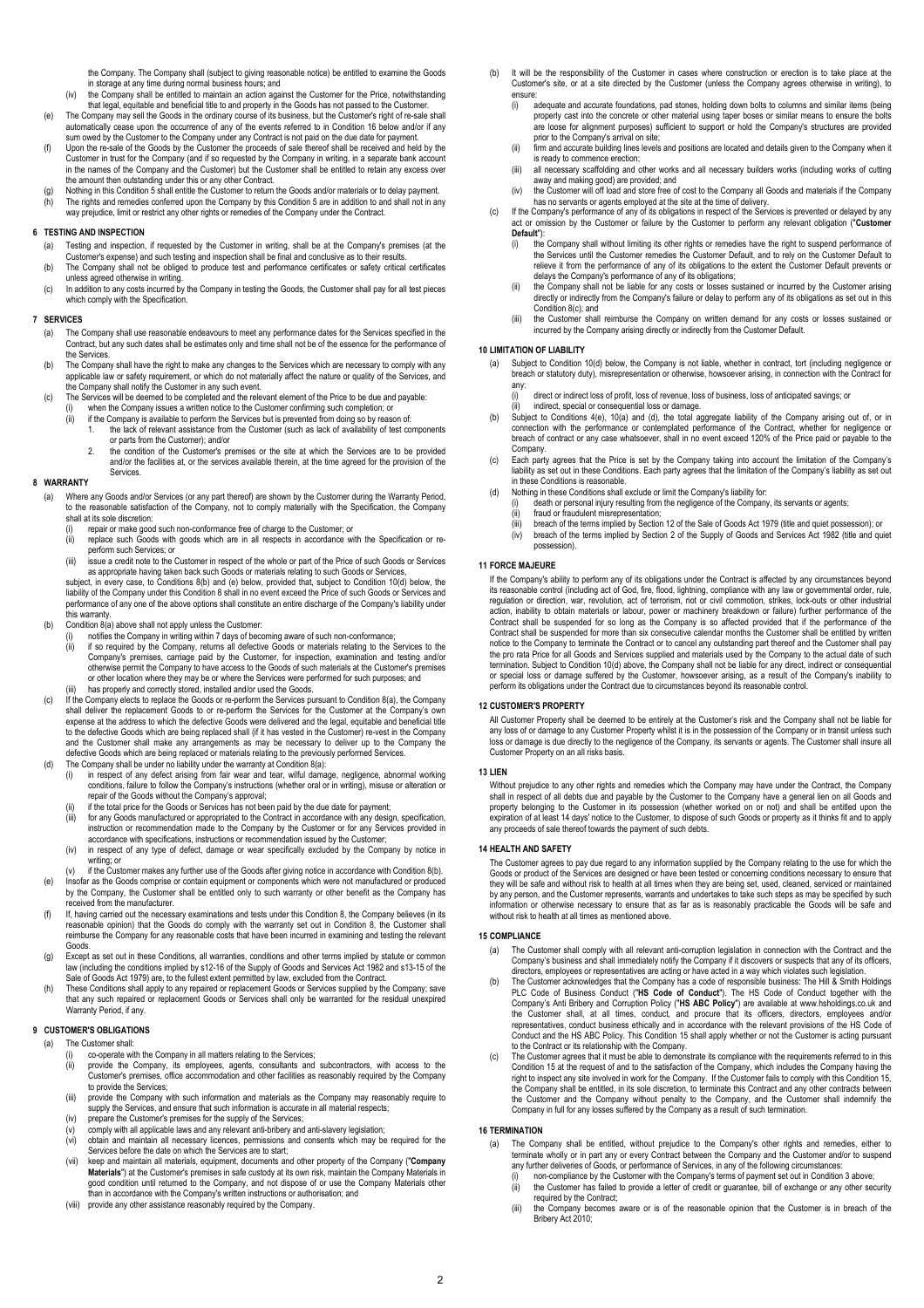the Company. The Company shall (subject to giving reasonable notice) be entitled to examine the Goods in storage at any time during normal business hours; and

(iv) the Company shall be entitled to maintain an action against the Customer for the Price, notwithstanding that legal, equitable and beneficial title to and property in the Goods has not passed to the Customer.

(e) The Company may sell the Goods in the ordinary course of its business, but the Customer's right of re-sale shall automatically cease upon the occurrence of any of the events referred to in Condition 16 below and/or if any sum owed by the Customer to the Company under any Contract is not paid on the due date for payment.

(f) Upon the re-sale of the Goods by the Customer the proceeds of sale thereof shall be received and held by the Customer in trust for the Company (and if so requested by the Company in writing, in a separate bank account in the names of the Company and the Customer) but the Customer shall be entitled to retain any excess over the amount then outstanding under this or any other Contract.

(g) Nothing in this Condition 5 shall entitle the Customer to return the Goods and/or materials or to delay payment.

(h) The rights and remedies conferred upon the Company by this Condition 5 are in addition to and shall not in any way prejudice, limit or restrict any other rights or remedies of the Company under the Contract.

## 6 TESTING AND INSPECTION

(a) Testing and inspection, if requested by the Customer in writing, shall be at the Company's premises (at the Customer's expense) and such testing and inspection shall be final and conclusive as to their results.

(b) The Company shall not be obliged to produce test and performance certificates or safety critical certificates unless agreed otherwise in writing.

(c) In addition to any costs incurred by the Company in testing the Goods, the Customer shall pay for all test pieces which comply with the Specification.

## 7 SERVICES

(a) The Company shall use reasonable endeavours to meet any performance dates for the Services specified in the Contract, but any such dates shall be estimates only and time shall not be of the essence for the performance of the Services.

(b) The Company shall have the right to make any changes to the Services which are necessary to comply with any applicable law or safety requirement, or which do not materially affect the nature or quality of the Services, and the Company shall notify the Customer in any such event.

(c) The Services will be deemed to be completed and the relevant element of the Price to be due and payable:

(i) when the Company issues a written notice to the Customer confirming such completion; or

(ii) if the Company is available to perform the Services but is prevented from doing so by reason of:

1. the lack of relevant assistance from the Customer (such as lack of availability of test components or parts from the Customer); and/or
2. the condition of the Customer's premises or the site at which the Services are to be provided and/or the facilities at, or the services available therein, at the time agreed for the provision of the Services.

## 8 WARRANTY

(a) Where any Goods and/or Services (or any part thereof) are shown by the Customer during the Warranty Period, to the reasonable satisfaction of the Company, not to comply materially with the Specification, the Company shall at its sole discretion:

(i) repair or make good such non-conformance free of charge to the Customer; or

(ii) replace such Goods with goods which are in all respects in accordance with the Specification or re-perform such Services; or

(iii) issue a credit note to the Customer in respect of the whole or part of the Price of such Goods or Services as appropriate having taken back such Goods or materials relating to such Goods or Services,

subject, in every case, to Conditions 8(b) and (e) below, provided that, subject to Condition 10(d) below, the liability of the Company under this Condition 8 shall in no event exceed the Price of such Goods or Services and performance of any one of the above options shall constitute an entire discharge of the Company's liability under this warranty.

(b) Condition 8(a) above shall not apply unless the Customer:

(i) notifies the Company in writing within 7 days of becoming aware of such non-conformance;

(ii) if so required by the Company, returns all defective Goods or materials relating to the Services to the Company's premises, carriage paid by the Customer, for inspection, examination and testing and/or otherwise permit the Company to have access to the Goods of such materials at the Customer's premises or other location where they may be or where the Services were performed for such purposes; and

(iii) has properly and correctly stored, installed and/or used the Goods.

(c) If the Company elects to replace the Goods or re-perform the Services pursuant to Condition 8(a), the Company shall deliver the replacement Goods to or re-perform the Services for the Customer at the Company's own expense at the address to which the defective Goods were delivered and the legal, equitable and beneficial title to the defective Goods which are being replaced shall (if it has vested in the Customer) re-vest in the Company and the Customer shall make any arrangements as may be necessary to deliver up to the Company the defective Goods which are being replaced or materials relating to the previously performed Services.

(d) The Company shall be under no liability under the warranty at Condition 8(a):

(i) in respect of any defect arising from fair wear and tear, wilful damage, negligence, abnormal working conditions, failure to follow the Company's instructions (whether oral or in writing), misuse or alteration or repair of the Goods without the Company's approval;

(ii) if the total price for the Goods or Services has not been paid by the due date for payment;

(iii) for any Goods manufactured or appropriated to the Contract in accordance with any design, specification, instruction or recommendation made to the Company by the Customer or for any Services provided in accordance with specifications, instructions or recommendation issued by the Customer;

(iv) in respect of any type of defect, damage or wear specifically excluded by the Company by notice in writing; or

(v) if the Customer makes any further use of the Goods after giving notice in accordance with Condition 8(b).

(e) Insofar as the Goods comprise or contain equipment or components which were not manufactured or produced by the Company, the Customer shall be entitled only to such warranty or other benefit as the Company has received from the manufacturer.

(f) If, having carried out the necessary examinations and tests under this Condition 8, the Company believes (in its reasonable opinion) that the Goods do comply with the warranty set out in Condition 8, the Customer shall reimburse the Company for any reasonable costs that have been incurred in examining and testing the relevant Goods.

(g) Except as set out in these Conditions, all warranties, conditions and other terms implied by statute or common law (including the conditions implied by s12-16 of the Supply of Goods and Services Act 1982 and s13-15 of the Sale of Goods Act 1979) are, to the fullest extent permitted by law, excluded from the Contract.

(h) These Conditions shall apply to any repaired or replacement Goods or Services supplied by the Company; save that any such repaired or replacement Goods or Services shall only be warranted for the residual unexpired Warranty Period, if any.

## 9 CUSTOMER'S OBLIGATIONS

(a) The Customer shall:

(i) co-operate with the Company in all matters relating to the Services;

(ii) provide the Company, its employees, agents, consultants and subcontractors, with access to the Customer's premises, office accommodation and other facilities as reasonably required by the Company to provide the Services;

(iii) provide the Company with such information and materials as the Company may reasonably require to supply the Services, and ensure that such information is accurate in all material respects;

(iv) prepare the Customer's premises for the supply of the Services;

(v) comply with all applicable laws and any relevant anti-bribery and anti-slavery legislation;

(vi) obtain and maintain all necessary licences, permissions and consents which may be required for the Services before the date on which the Services are to start;

(vii) keep and maintain all materials, equipment, documents and other property of the Company ("**Company Materials**") at the Customer's premises in safe custody at its own risk, maintain the Company Materials in good condition until returned to the Company, and not dispose of or use the Company Materials other than in accordance with the Company's written instructions or authorisation; and

(viii) provide any other assistance reasonably required by the Company.

(b) It will be the responsibility of the Customer in cases where construction or erection is to take place at the Customer's site, or at a site directed by the Customer (unless the Company agrees otherwise in writing), to ensure:

(i) adequate and accurate foundations, pad stones, holding down bolts to columns and similar items (being properly cast into the concrete or other material using taper boses or similar means to ensure the bolts are loose for alignment purposes) sufficient to support or hold the Company's structures are provided prior to the Company's arrival on site;

(ii) firm and accurate building lines levels and positions are located and details given to the Company when it is ready to commence erection;

(iii) all necessary scaffolding and other works and all necessary builders works (including works of cutting away and making good) are provided; and

(iv) the Customer will off load and store free of cost to the Company all Goods and materials if the Company has no servants or agents employed at the site at the time of delivery.

(c) If the Company's performance of any of its obligations in respect of the Services is prevented or delayed by any act or omission by the Customer or failure by the Customer to perform any relevant obligation ("**Customer Default**"):

(i) the Company shall without limiting its other rights or remedies have the right to suspend performance of the Services until the Customer remedies the Customer Default, and to rely on the Customer Default to relieve it from the performance of any of its obligations to the extent the Customer Default prevents or delays the Company's performance of any of its obligations;

(ii) the Company shall not be liable for any costs or losses sustained or incurred by the Customer arising directly or indirectly from the Company's failure or delay to perform any of its obligations as set out in this Condition 8(c); and

(iii) the Customer shall reimburse the Company on written demand for any costs or losses sustained or incurred by the Company arising directly or indirectly from the Customer Default.

## 10 LIMITATION OF LIABILITY

(a) Subject to Condition 10(d) below, the Company is not liable, whether in contract, tort (including negligence or breach or statutory duty), misrepresentation or otherwise, howsoever arising, in connection with the Contract for any:

(i) direct or indirect loss of profit, loss of revenue, loss of business, loss of anticipated savings; or

(ii) indirect, special or consequential loss or damage.

(b) Subject to Conditions 4(e), 10(a) and (d), the total aggregate liability of the Company arising out of, or in connection with the performance or contemplated performance of the Contract, whether for negligence or breach of contract or any case whatsoever, shall in no event exceed 120% of the Price paid or payable to the Company.

(c) Each party agrees that the Price is set by the Company taking into account the limitation of the Company's liability as set out in these Conditions. Each party agrees that the limitation of the Company's liability as set out in these Conditions is reasonable.

(d) Nothing in these Conditions shall exclude or limit the Company's liability for:

(i) death or personal injury resulting from the negligence of the Company, its servants or agents;

(ii) fraud or fraudulent misrepresentation;

(iii) breach of the terms implied by Section 12 of the Sale of Goods Act 1979 (title and quiet possession); or

(iv) breach of the terms implied by Section 2 of the Supply of Goods and Services Act 1982 (title and quiet possession).

## 11 FORCE MAJEURE

If the Company's ability to perform any of its obligations under the Contract is affected by any circumstances beyond its reasonable control (including act of God, fire, flood, lightning, compliance with any law or governmental order, rule, regulation or direction, war, revolution, act of terrorism, riot or civil commotion, strikes, lock-outs or other industrial action, inability to obtain materials or labour, power or machinery breakdown or failure) further performance of the Contract shall be suspended for so long as the Company is so affected provided that if the performance of the Contract shall be suspended for more than six consecutive calendar months the Customer shall be entitled by written notice to the Company to terminate the Contract or to cancel any outstanding part thereof and the Customer shall pay the pro rata Price for all Goods and Services supplied and materials used by the Company to the actual date of such termination. Subject to Condition 10(d) above, the Company shall not be liable for any direct, indirect or consequential or special loss or damage suffered by the Customer, howsoever arising, as a result of the Company's inability to perform its obligations under the Contract due to circumstances beyond its reasonable control.

## 12 CUSTOMER'S PROPERTY

All Customer Property shall be deemed to be entirely at the Customer's risk and the Company shall not be liable for any loss of or damage to any Customer Property whilst it is in the possession of the Company or in transit unless such loss or damage is due directly to the negligence of the Company, its servants or agents. The Customer shall insure all Customer Property on an all risks basis.

## 13 LIEN

Without prejudice to any other rights and remedies which the Company may have under the Contract, the Company shall in respect of all debts due and payable by the Customer to the Company have a general lien on all Goods and property belonging to the Customer in its possession (whether worked on or not) and shall be entitled upon the expiration of at least 14 days' notice to the Customer, to dispose of such Goods or property as it thinks fit and to apply any proceeds of sale thereof towards the payment of such debts.

## 14 HEALTH AND SAFETY

The Customer agrees to pay due regard to any information supplied by the Company relating to the use for which the Goods or product of the Services are designed or have been tested or concerning conditions necessary to ensure that they will be safe and without risk to health at all times when they are being set, used, cleaned, serviced or maintained by any person, and the Customer represents, warrants and undertakes to take such steps as may be specified by such information or otherwise necessary to ensure that as far as is reasonably practicable the Goods will be safe and without risk to health at all times as mentioned above.

## 15 COMPLIANCE

(a) The Customer shall comply with all relevant anti-corruption legislation in connection with the Contract and the Company's business and shall immediately notify the Company if it discovers or suspects that any of its officers, directors, employees or representatives are acting or have acted in a way which violates such legislation.

(b) The Customer acknowledges that the Company has a code of responsible business: The Hill & Smith Holdings PLC Code of Business Conduct ("**HS Code of Conduct**"). The HS Code of Conduct together with the Company's Anti Bribery and Corruption Policy ("**HS ABC Policy**") are available at www.hsholdings.co.uk and the Customer shall, at all times, conduct, and procure that its officers, directors, employees and/or representatives, conduct business ethically and in accordance with the relevant provisions of the HS Code of Conduct and the HS ABC Policy. This Condition 15 shall apply whether or not the Customer is acting pursuant to the Contract or its relationship with the Company.

(c) The Customer agrees that it must be able to demonstrate its compliance with the requirements referred to in this Condition 15 at the request of and to the satisfaction of the Company, which includes the Company having the right to inspect any site involved in work for the Company. If the Customer fails to comply with this Condition 15, the Company shall be entitled, in its sole discretion, to terminate this Contract and any other contracts between the Customer and the Company without penalty to the Company, and the Customer shall indemnify the Company in full for any losses suffered by the Company as a result of such termination.

## 16 TERMINATION

(a) The Company shall be entitled, without prejudice to the Company's other rights and remedies, either to terminate wholly or in part any or every Contract between the Company and the Customer and/or to suspend any further deliveries of Goods, or performance of Services, in any of the following circumstances:

(i) non-compliance by the Customer with the Company's terms of payment set out in Condition 3 above;

(ii) the Customer has failed to provide a letter of credit or guarantee, bill of exchange or any other security required by the Contract;

(iii) the Company becomes aware or is of the reasonable opinion that the Customer is in breach of the Bribery Act 2010;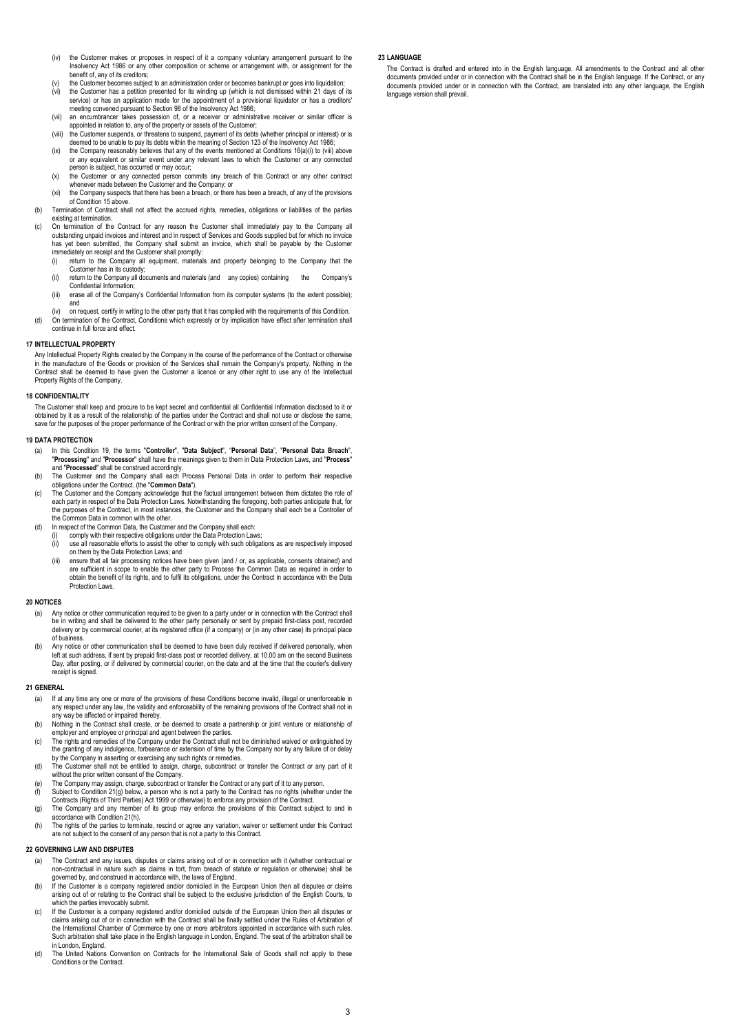(iv) the Customer makes or proposes in respect of it a company voluntary arrangement pursuant to the Insolvency Act 1986 or any other composition or scheme or arrangement with, or assignment for the benefit of, any of its creditors;

(v) the Customer becomes subject to an administration order or becomes bankrupt or goes into liquidation;

(vi) the Customer has a petition presented for its winding up (which is not dismissed within 21 days of its service) or has an application made for the appointment of a provisional liquidator or has a creditors' meeting convened pursuant to Section 98 of the Insolvency Act 1986;

(vii) an encumbrancer takes possession of, or a receiver or administrative receiver or similar officer is appointed in relation to, any of the property or assets of the Customer;

(viii) the Customer suspends, or threatens to suspend, payment of its debts (whether principal or interest) or is deemed to be unable to pay its debts within the meaning of Section 123 of the Insolvency Act 1986;

(ix) the Company reasonably believes that any of the events mentioned at Conditions 16(a)(i) to (viii) above or any equivalent or similar event under any relevant laws to which the Customer or any connected person is subject, has occurred or may occur;

(x) the Customer or any connected person commits any breach of this Contract or any other contract whenever made between the Customer and the Company; or

(xi) the Company suspects that there has been a breach, or there has been a breach, of any of the provisions of Condition 15 above.

(b) Termination of Contract shall not affect the accrued rights, remedies, obligations or liabilities of the parties existing at termination.

(c) On termination of the Contract for any reason the Customer shall immediately pay to the Company all outstanding unpaid invoices and interest and in respect of Services and Goods supplied but for which no invoice has yet been submitted, the Company shall submit an invoice, which shall be payable by the Customer immediately on receipt and the Customer shall promptly:

(i) return to the Company all equipment, materials and property belonging to the Company that the Customer has in its custody;

(ii) return to the Company all documents and materials (and any copies) containing the Company's Confidential Information;

(iii) erase all of the Company's Confidential Information from its computer systems (to the extent possible); and

(iv) on request, certify in writing to the other party that it has complied with the requirements of this Condition.

(d) On termination of the Contract, Conditions which expressly or by implication have effect after termination shall continue in full force and effect.

## 17 INTELLECTUAL PROPERTY

Any Intellectual Property Rights created by the Company in the course of the performance of the Contract or otherwise in the manufacture of the Goods or provision of the Services shall remain the Company's property. Nothing in the Contract shall be deemed to have given the Customer a licence or any other right to use any of the Intellectual Property Rights of the Company.

## 18 CONFIDENTIALITY

The Customer shall keep and procure to be kept secret and confidential all Confidential Information disclosed to it or obtained by it as a result of the relationship of the parties under the Contract and shall not use or disclose the same, save for the purposes of the proper performance of the Contract or with the prior written consent of the Company.

## 19 DATA PROTECTION

(a) In this Condition 19, the terms "**Controller**", "**Data Subject**", "**Data Subject**", "**Personal Data**", "**Personal Data Breach**", "**Processing**" and "**Processor**" shall have the meanings given to them in Data Protection Laws, and "**Process**" and "**Processed**" shall be construed accordingly.

(b) The Customer and the Company shall each Process Personal Data in order to perform their respective obligations under the Contract. (the "**Common Data**").

(c) The Customer and the Company acknowledge that the factual arrangement between them dictates the role of each party in respect of the Data Protection Laws. Notwithstanding the foregoing, both parties anticipate that, for the purposes of the Contract, in most instances, the Customer and the Company shall each be a Controller of the Common Data in common with the other.

(d) In respect of the Common Data, the Customer and the Company shall each:

(i) comply with their respective obligations under the Data Protection Laws;

(ii) use all reasonable efforts to assist the other to comply with such obligations as are respectively imposed on them by the Data Protection Laws; and

(iii) ensure that all fair processing notices have been given (and / or, as applicable, consents obtained) and are sufficient in scope to enable the other party to Process the Common Data as required in order to obtain the benefit of its rights, and to fulfil its obligations, under the Contract in accordance with the Data Protection Laws.

## 20 NOTICES

(a) Any notice or other communication required to be given to a party under or in connection with the Contract shall be in writing and shall be delivered to the other party personally or sent by prepaid first-class post, recorded delivery or by commercial courier, at its registered office (if a company) or (in any other case) its principal place of business.

(b) Any notice or other communication shall be deemed to have been duly received if delivered personally, when left at such address, if sent by prepaid first-class post or recorded delivery, at 10.00 am on the second Business Day, after posting, or if delivered by commercial courier, on the date and at the time that the courier's delivery receipt is signed.

## 21 GENERAL

(a) If at any time any one or more of the provisions of these Conditions become invalid, illegal or unenforceable in any respect under any law, the validity and enforceability of the remaining provisions of the Contract shall not in any way be affected or impaired thereby.

(b) Nothing in the Contract shall create, or be deemed to create a partnership or joint venture or relationship of employer and employee or principal and agent between the parties.

(c) The rights and remedies of the Company under the Contract shall not be diminished waived or extinguished by the granting of any indulgence, forbearance or extension of time by the Company nor by any failure of or delay by the Company in asserting or exercising any such rights or remedies.

(d) The Customer shall not be entitled to assign, charge, subcontract or transfer the Contract or any part of it without the prior written consent of the Company.

(e) The Company may assign, charge, subcontract or transfer the Contract or any part of it to any person.

(f) Subject to Condition 21(g) below, a person who is not a party to the Contract has no rights (whether under the Contracts (Rights of Third Parties) Act 1999 or otherwise) to enforce any provision of the Contract.

(g) The Company and any member of its group may enforce the provisions of this Contract subject to and in accordance with Condition 21(h).

(h) The rights of the parties to terminate, rescind or agree any variation, waiver or settlement under this Contract are not subject to the consent of any person that is not a party to this Contract.

## 22 GOVERNING LAW AND DISPUTES

(a) The Contract and any issues, disputes or claims arising out of or in connection with it (whether contractual or non-contractual in nature such as claims in tort, from breach of statute or regulation or otherwise) shall be governed by, and construed in accordance with, the laws of England.

(b) If the Customer is a company registered and/or domiciled in the European Union then all disputes or claims arising out of or relating to the Contract shall be subject to the exclusive jurisdiction of the English Courts, to which the parties irrevocably submit.

(c) If the Customer is a company registered and/or domiciled outside of the European Union then all disputes or claims arising out of or in connection with the Contract shall be finally settled under the Rules of Arbitration of the International Chamber of Commerce by one or more arbitrators appointed in accordance with such rules. Such arbitration shall take place in the English language in London, England. The seat of the arbitration shall be in London, England.

(d) The United Nations Convention on Contracts for the International Sale of Goods shall not apply to these Conditions or the Contract.

## 23 LANGUAGE

The Contract is drafted and entered into in the English language. All amendments to the Contract and all other documents provided under or in connection with the Contract shall be in the English language. If the Contract, or any documents provided under or in connection with the Contract, are translated into any other language, the English language version shall prevail.